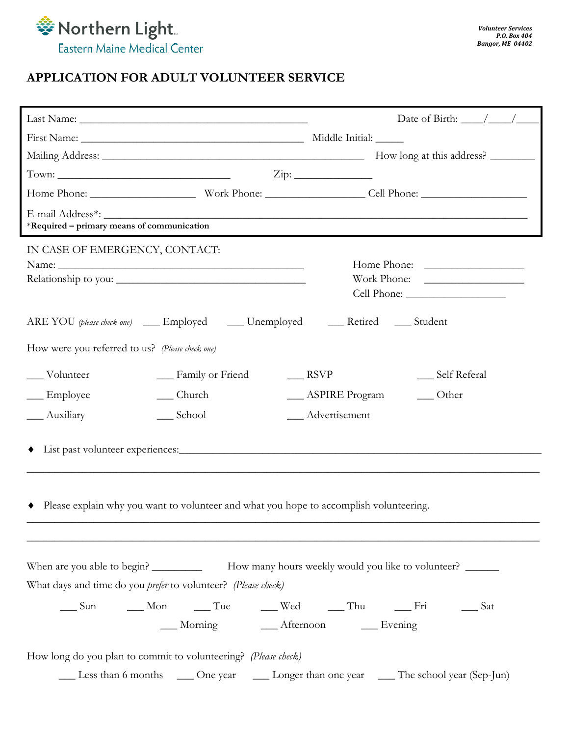Northern Light

Eastern Maine Medical Center

*Volunteer Services*
*P.O. Box 404*
*Bangor, ME 04402*

# APPLICATION FOR ADULT VOLUNTEER SERVICE

Last Name: ________________________________________ Date of Birth: ____/____/____

First Name: ________________________________________ Middle Initial: _____

Mailing Address: ______________________________________________ How long at this address? ________

Town: ______________________________ Zip: ______________

Home Phone: ___________________ Work Phone: __________________ Cell Phone: ___________________

E-mail Address*: ___________________________________________________________________________

*__Required – primary means of communication__

IN CASE OF EMERGENCY, CONTACT:

Name: _____________________________________________ Home Phone: __________________

Relationship to you: __________________________________ Work Phone: __________________

Cell Phone: __________________

ARE YOU *(please check one)* ___ Employed ___ Unemployed ___ Retired ___ Student

How were you referred to us? *(Please check one)*

___ Volunteer ___ Family or Friend ___ RSVP ___ Self Referal

___ Employee ___ Church ___ ASPIRE Program ___ Other

___ Auxiliary ___ School ___ Advertisement

- List past volunteer experiences:_____________________________________________________________

_________________________________________________________________________________________

- Please explain why you want to volunteer and what you hope to accomplish volunteering.

_________________________________________________________________________________________

_________________________________________________________________________________________

When are you able to begin? _________ How many hours weekly would you like to volunteer? ______

What days and time do you *prefer* to volunteer? *(Please check)*

___ Sun ___ Mon ___ Tue ___ Wed ___ Thu ___ Fri ___ Sat

___ Morning ___ Afternoon ___ Evening

How long do you plan to commit to volunteering? *(Please check)*

___ Less than 6 months ___ One year ___ Longer than one year ___ The school year (Sep-Jun)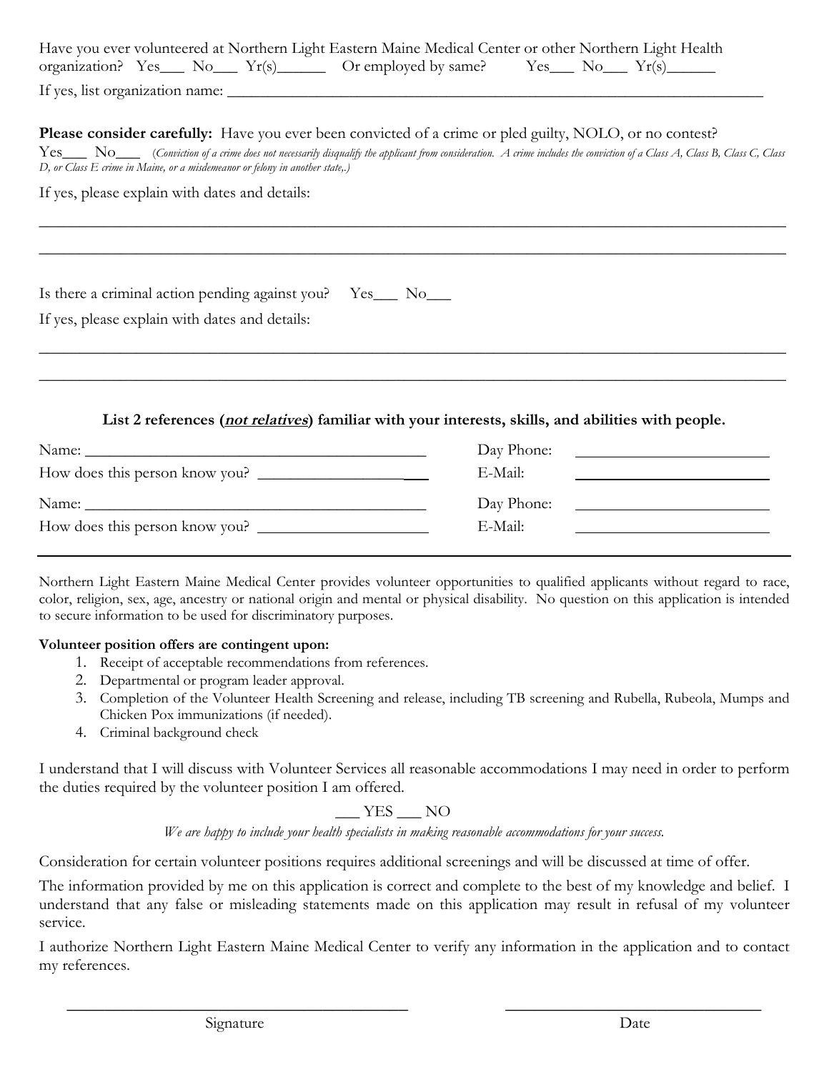Have you ever volunteered at Northern Light Eastern Maine Medical Center or other Northern Light Health organization? Yes___ No___ Yr(s)______ Or employed by same? Yes___ No___ Yr(s)______

If yes, list organization name: ______________________________________________________________________

**Please consider carefully:** Have you ever been convicted of a crime or pled guilty, NOLO, or no contest?
Yes___ No___ (*Conviction of a crime does not necessarily disqualify the applicant from consideration. A crime includes the conviction of a Class A, Class B, Class C, Class D, or Class E crime in Maine, or a misdemeanor or felony in another state,.)*

If yes, please explain with dates and details:

______________________________________________________________________________________________

______________________________________________________________________________________________

Is there a criminal action pending against you? Yes___ No___

If yes, please explain with dates and details:

______________________________________________________________________________________________

______________________________________________________________________________________________

**List 2 references (*not relatives*) familiar with your interests, skills, and abilities with people.**

Name: ____________________________________________ Day Phone: ________________________
How does this person know you? ______________________ E-Mail: ________________________

Name: ____________________________________________ Day Phone: ________________________
How does this person know you? ______________________ E-Mail: ________________________

---

Northern Light Eastern Maine Medical Center provides volunteer opportunities to qualified applicants without regard to race, color, religion, sex, age, ancestry or national origin and mental or physical disability. No question on this application is intended to secure information to be used for discriminatory purposes.

**Volunteer position offers are contingent upon:**

1. Receipt of acceptable recommendations from references.
2. Departmental or program leader approval.
3. Completion of the Volunteer Health Screening and release, including TB screening and Rubella, Rubeola, Mumps and Chicken Pox immunizations (if needed).
4. Criminal background check

I understand that I will discuss with Volunteer Services all reasonable accommodations I may need in order to perform the duties required by the volunteer position I am offered.

___ YES ___ NO

*We are happy to include your health specialists in making reasonable accommodations for your success.*

Consideration for certain volunteer positions requires additional screenings and will be discussed at time of offer.

The information provided by me on this application is correct and complete to the best of my knowledge and belief. I understand that any false or misleading statements made on this application may result in refusal of my volunteer service.

I authorize Northern Light Eastern Maine Medical Center to verify any information in the application and to contact my references.

________________________________________ ________________________________
Signature Date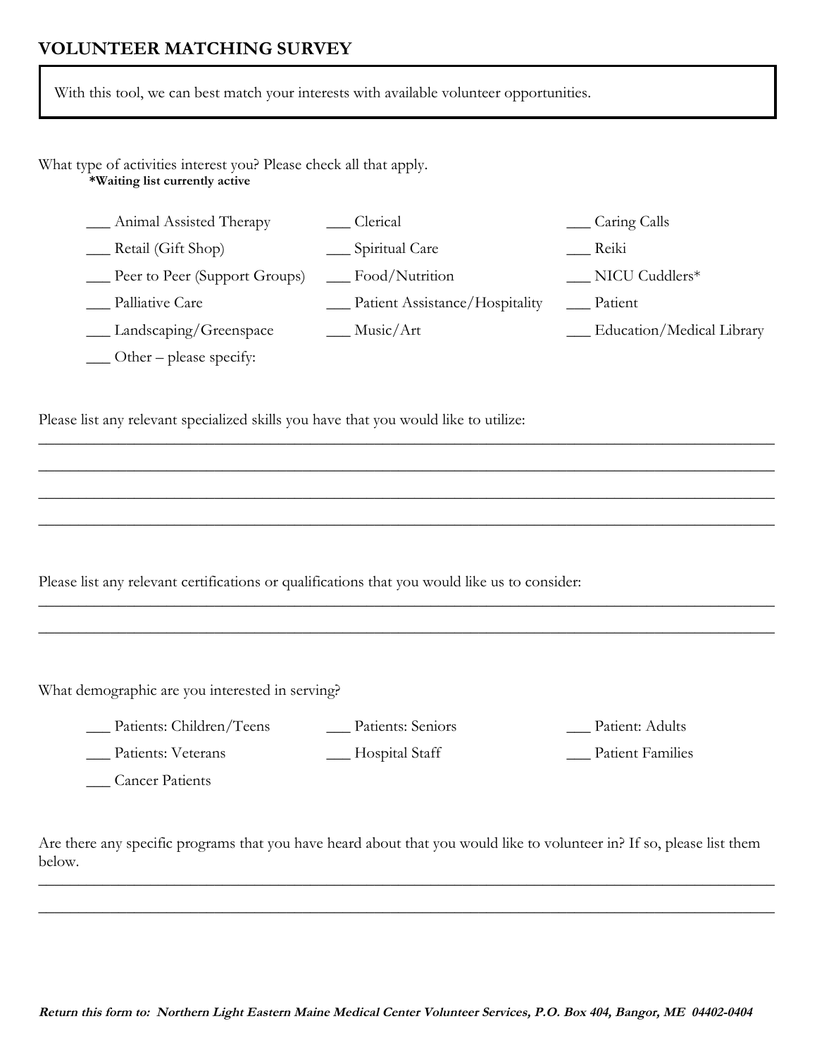## VOLUNTEER MATCHING SURVEY

With this tool, we can best match your interests with available volunteer opportunities.

What type of activities interest you? Please check all that apply.
**\*Waiting list currently active**

___ Animal Assisted Therapy
___ Clerical
___ Caring Calls
___ Retail (Gift Shop)
___ Spiritual Care
___ Reiki
___ Peer to Peer (Support Groups)
___ Food/Nutrition
___ NICU Cuddlers*
___ Palliative Care
___ Patient Assistance/Hospitality
___ Patient
___ Landscaping/Greenspace
___ Music/Art
___ Education/Medical Library
___ Other – please specify:

Please list any relevant specialized skills you have that you would like to utilize:

______________________________________________________________________________

______________________________________________________________________________

______________________________________________________________________________

______________________________________________________________________________

Please list any relevant certifications or qualifications that you would like us to consider:

______________________________________________________________________________

______________________________________________________________________________

What demographic are you interested in serving?

___ Patients: Children/Teens
___ Patients: Seniors
___ Patient: Adults
___ Patients: Veterans
___ Hospital Staff
___ Patient Families
___ Cancer Patients

Are there any specific programs that you have heard about that you would like to volunteer in? If so, please list them below.

______________________________________________________________________________

______________________________________________________________________________

***Return this form to: Northern Light Eastern Maine Medical Center Volunteer Services, P.O. Box 404, Bangor, ME 04402-0404***